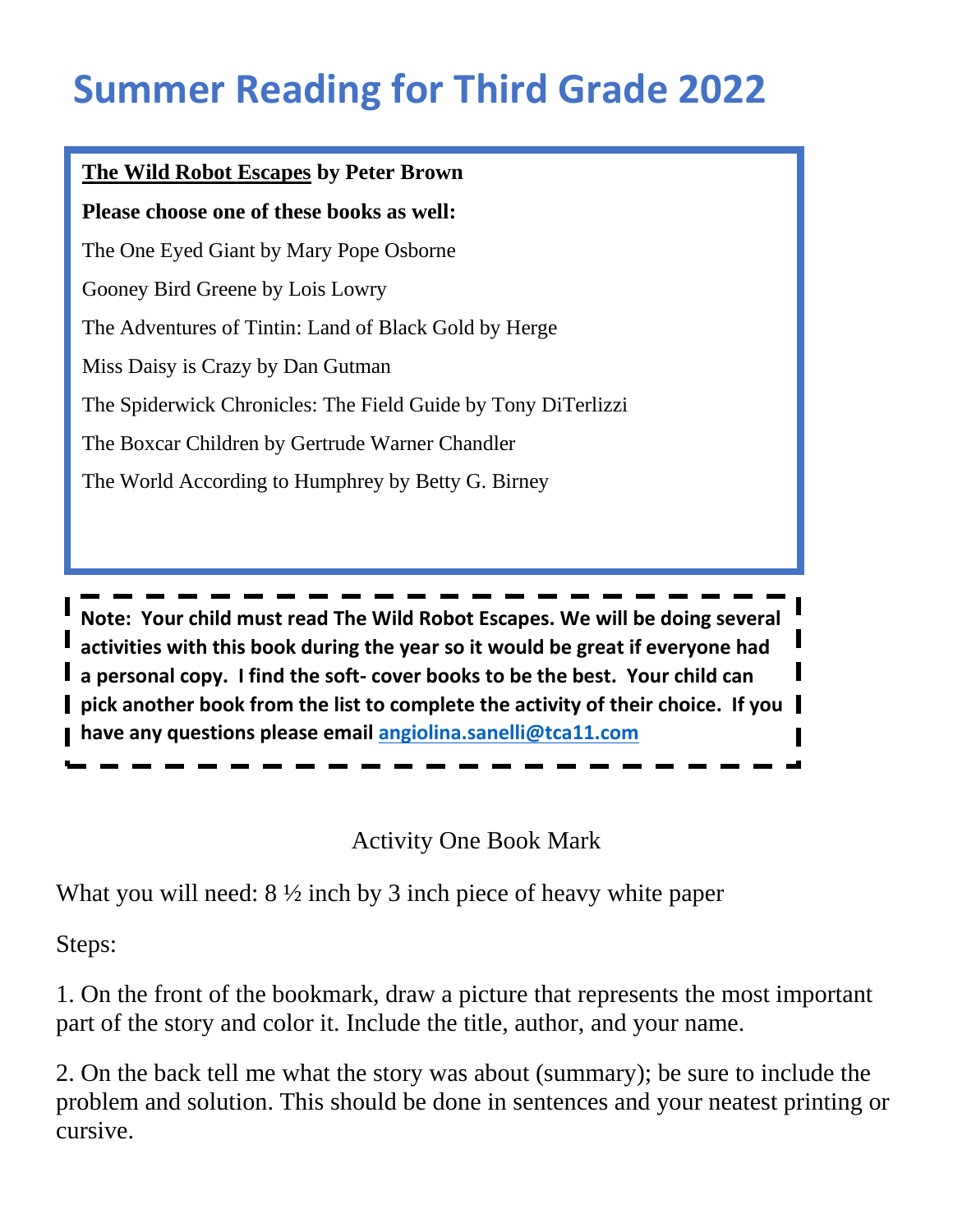# Summer Reading for Third Grade 2022

**The Wild Robot Escapes by Peter Brown**

**Please choose one of these books as well:**

The One Eyed Giant by Mary Pope Osborne

Gooney Bird Greene by Lois Lowry

The Adventures of Tintin: Land of Black Gold by Herge

Miss Daisy is Crazy by Dan Gutman

The Spiderwick Chronicles: The Field Guide by Tony DiTerlizzi

The Boxcar Children by Gertrude Warner Chandler

The World According to Humphrey by Betty G. Birney

**Note: Your child must read The Wild Robot Escapes. We will be doing several activities with this book during the year so it would be great if everyone had a personal copy. I find the soft- cover books to be the best. Your child can pick another book from the list to complete the activity of their choice. If you have any questions please email [angiolina.sanelli@tca11.com](mailto:angiolina.sanelli@tca11.com)**

Activity One Book Mark

What you will need: 8 ½ inch by 3 inch piece of heavy white paper

Steps:

1. On the front of the bookmark, draw a picture that represents the most important part of the story and color it. Include the title, author, and your name.

2. On the back tell me what the story was about (summary); be sure to include the problem and solution. This should be done in sentences and your neatest printing or cursive.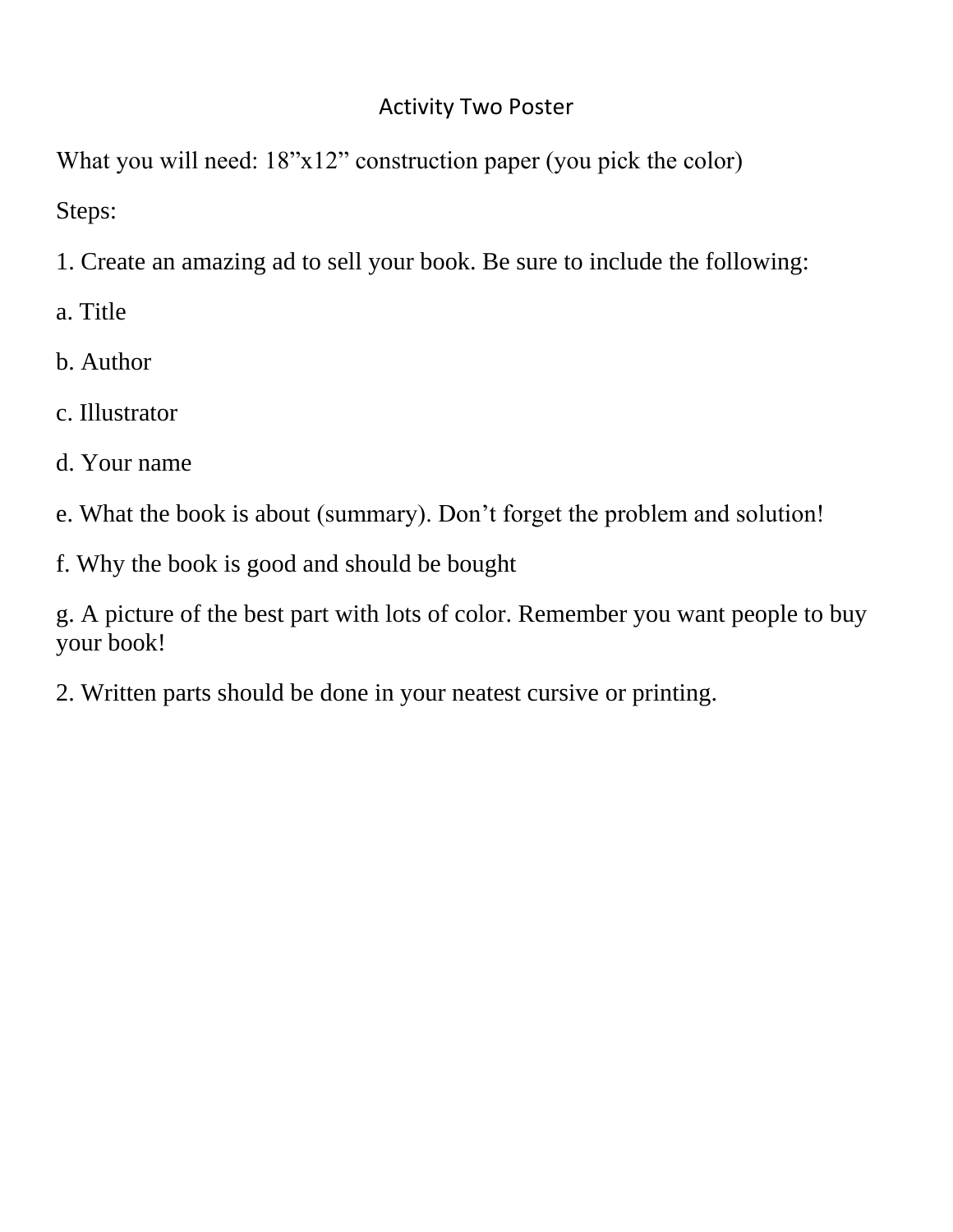# Activity Two Poster

What you will need: 18”x12” construction paper (you pick the color)

Steps:

1. Create an amazing ad to sell your book. Be sure to include the following:

a. Title

b. Author

c. Illustrator

d. Your name

e. What the book is about (summary). Don’t forget the problem and solution!

f. Why the book is good and should be bought

g. A picture of the best part with lots of color. Remember you want people to buy your book!

2. Written parts should be done in your neatest cursive or printing.